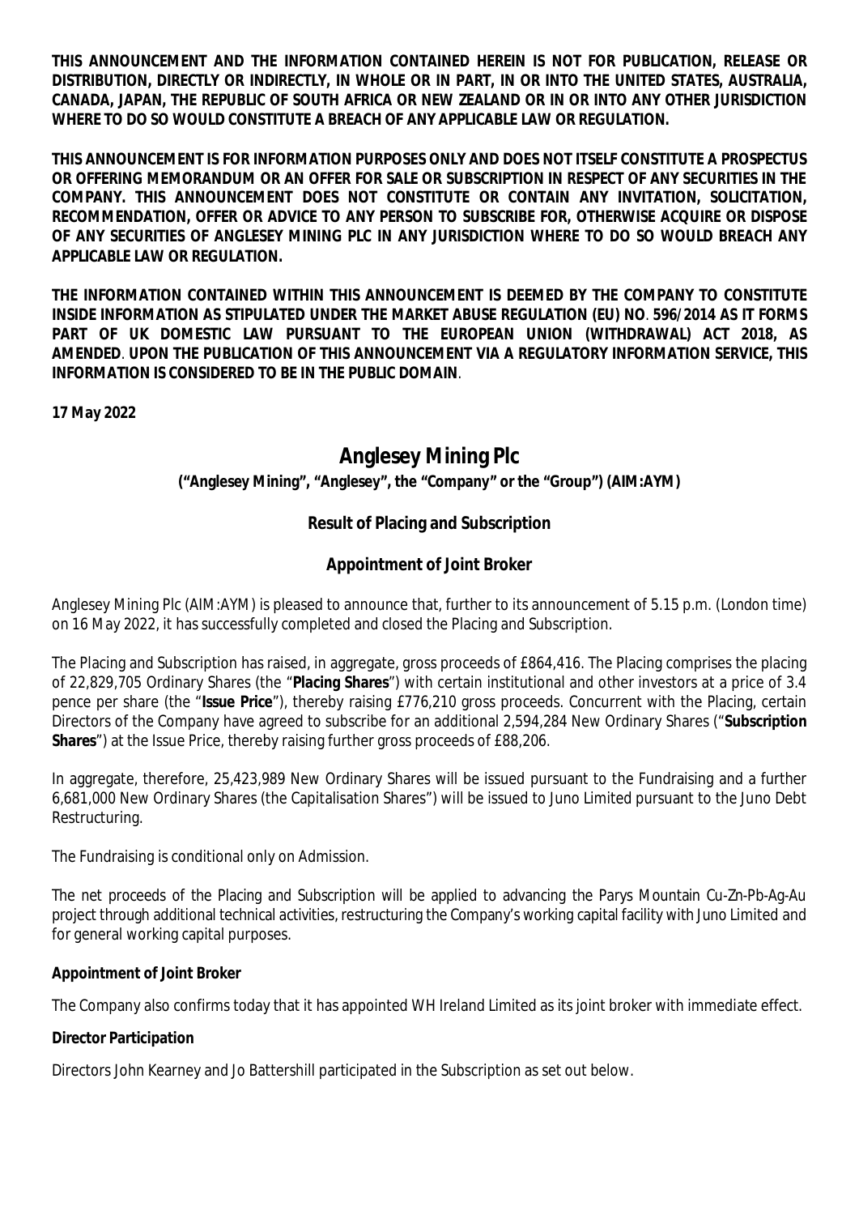**THIS ANNOUNCEMENT AND THE INFORMATION CONTAINED HEREIN IS NOT FOR PUBLICATION, RELEASE OR DISTRIBUTION, DIRECTLY OR INDIRECTLY, IN WHOLE OR IN PART, IN OR INTO THE UNITED STATES, AUSTRALIA, CANADA, JAPAN, THE REPUBLIC OF SOUTH AFRICA OR NEW ZEALAND OR IN OR INTO ANY OTHER JURISDICTION WHERE TO DO SO WOULD CONSTITUTE A BREACH OF ANY APPLICABLE LAW OR REGULATION.**

**THIS ANNOUNCEMENT IS FOR INFORMATION PURPOSES ONLY AND DOES NOT ITSELF CONSTITUTE A PROSPECTUS OR OFFERING MEMORANDUM OR AN OFFER FOR SALE OR SUBSCRIPTION IN RESPECT OF ANY SECURITIES IN THE COMPANY. THIS ANNOUNCEMENT DOES NOT CONSTITUTE OR CONTAIN ANY INVITATION, SOLICITATION, RECOMMENDATION, OFFER OR ADVICE TO ANY PERSON TO SUBSCRIBE FOR, OTHERWISE ACQUIRE OR DISPOSE OF ANY SECURITIES OF ANGLESEY MINING PLC IN ANY JURISDICTION WHERE TO DO SO WOULD BREACH ANY APPLICABLE LAW OR REGULATION.**

**THE INFORMATION CONTAINED WITHIN THIS ANNOUNCEMENT IS DEEMED BY THE COMPANY TO CONSTITUTE INSIDE INFORMATION AS STIPULATED UNDER THE MARKET ABUSE REGULATION (EU) NO. 596/2014 AS IT FORMS PART OF UK DOMESTIC LAW PURSUANT TO THE EUROPEAN UNION (WITHDRAWAL) ACT 2018, AS AMENDED. UPON THE PUBLICATION OF THIS ANNOUNCEMENT VIA A REGULATORY INFORMATION SERVICE, THIS INFORMATION IS CONSIDERED TO BE IN THE PUBLIC DOMAIN.**

**17 May 2022**

# Anglesey Mining Plc

**("Anglesey Mining", "Anglesey", the "Company" or the "Group") (AIM:AYM)**

## Result of Placing and Subscription

## Appointment of Joint Broker

Anglesey Mining Plc (AIM:AYM) is pleased to announce that, further to its announcement of 5.15 p.m. (London time) on 16 May 2022, it has successfully completed and closed the Placing and Subscription.

The Placing and Subscription has raised, in aggregate, gross proceeds of £864,416. The Placing comprises the placing of 22,829,705 Ordinary Shares (the "**Placing Shares**") with certain institutional and other investors at a price of 3.4 pence per share (the "**Issue Price**"), thereby raising £776,210 gross proceeds. Concurrent with the Placing, certain Directors of the Company have agreed to subscribe for an additional 2,594,284 New Ordinary Shares ("**Subscription Shares**") at the Issue Price, thereby raising further gross proceeds of £88,206.

In aggregate, therefore, 25,423,989 New Ordinary Shares will be issued pursuant to the Fundraising and a further 6,681,000 New Ordinary Shares (the Capitalisation Shares") will be issued to Juno Limited pursuant to the Juno Debt Restructuring.

The Fundraising is conditional only on Admission.

The net proceeds of the Placing and Subscription will be applied to advancing the Parys Mountain Cu-Zn-Pb-Ag-Au project through additional technical activities, restructuring the Company's working capital facility with Juno Limited and for general working capital purposes.

**Appointment of Joint Broker**

The Company also confirms today that it has appointed WH Ireland Limited as its joint broker with immediate effect.

**Director Participation**

Directors John Kearney and Jo Battershill participated in the Subscription as set out below.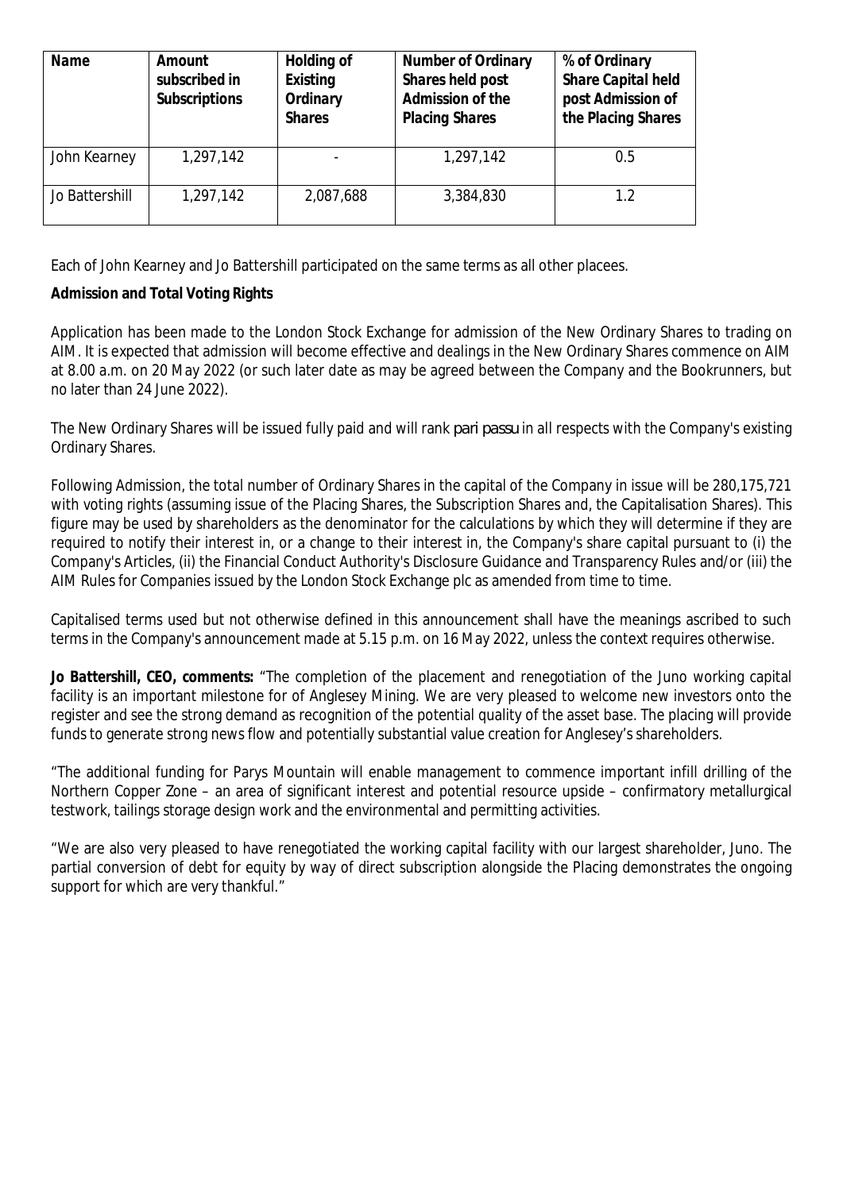| Name | Amount subscribed in Subscriptions | Holding of Existing Ordinary Shares | Number of Ordinary Shares held post Admission of the Placing Shares | % of Ordinary Share Capital held post Admission of the Placing Shares |
|---|---|---|---|---|
| John Kearney | 1,297,142 | - | 1,297,142 | 0.5 |
| Jo Battershill | 1,297,142 | 2,087,688 | 3,384,830 | 1.2 |

Each of John Kearney and Jo Battershill participated on the same terms as all other placees.

**Admission and Total Voting Rights**

Application has been made to the London Stock Exchange for admission of the New Ordinary Shares to trading on AIM. It is expected that admission will become effective and dealings in the New Ordinary Shares commence on AIM at 8.00 a.m. on 20 May 2022 (or such later date as may be agreed between the Company and the Bookrunners, but no later than 24 June 2022).

The New Ordinary Shares will be issued fully paid and will rank *pari passu* in all respects with the Company's existing Ordinary Shares.

Following Admission, the total number of Ordinary Shares in the capital of the Company in issue will be 280,175,721 with voting rights (assuming issue of the Placing Shares, the Subscription Shares and, the Capitalisation Shares). This figure may be used by shareholders as the denominator for the calculations by which they will determine if they are required to notify their interest in, or a change to their interest in, the Company's share capital pursuant to (i) the Company's Articles, (ii) the Financial Conduct Authority's Disclosure Guidance and Transparency Rules and/or (iii) the AIM Rules for Companies issued by the London Stock Exchange plc as amended from time to time.

Capitalised terms used but not otherwise defined in this announcement shall have the meanings ascribed to such terms in the Company's announcement made at 5.15 p.m. on 16 May 2022, unless the context requires otherwise.

***Jo Battershill, CEO, comments:*** "The completion of the placement and renegotiation of the Juno working capital facility is an important milestone for of Anglesey Mining. We are very pleased to welcome new investors onto the register and see the strong demand as recognition of the potential quality of the asset base. The placing will provide funds to generate strong news flow and potentially substantial value creation for Anglesey's shareholders.

"The additional funding for Parys Mountain will enable management to commence important infill drilling of the Northern Copper Zone – an area of significant interest and potential resource upside – confirmatory metallurgical testwork, tailings storage design work and the environmental and permitting activities.

"We are also very pleased to have renegotiated the working capital facility with our largest shareholder, Juno. The partial conversion of debt for equity by way of direct subscription alongside the Placing demonstrates the ongoing support for which are very thankful."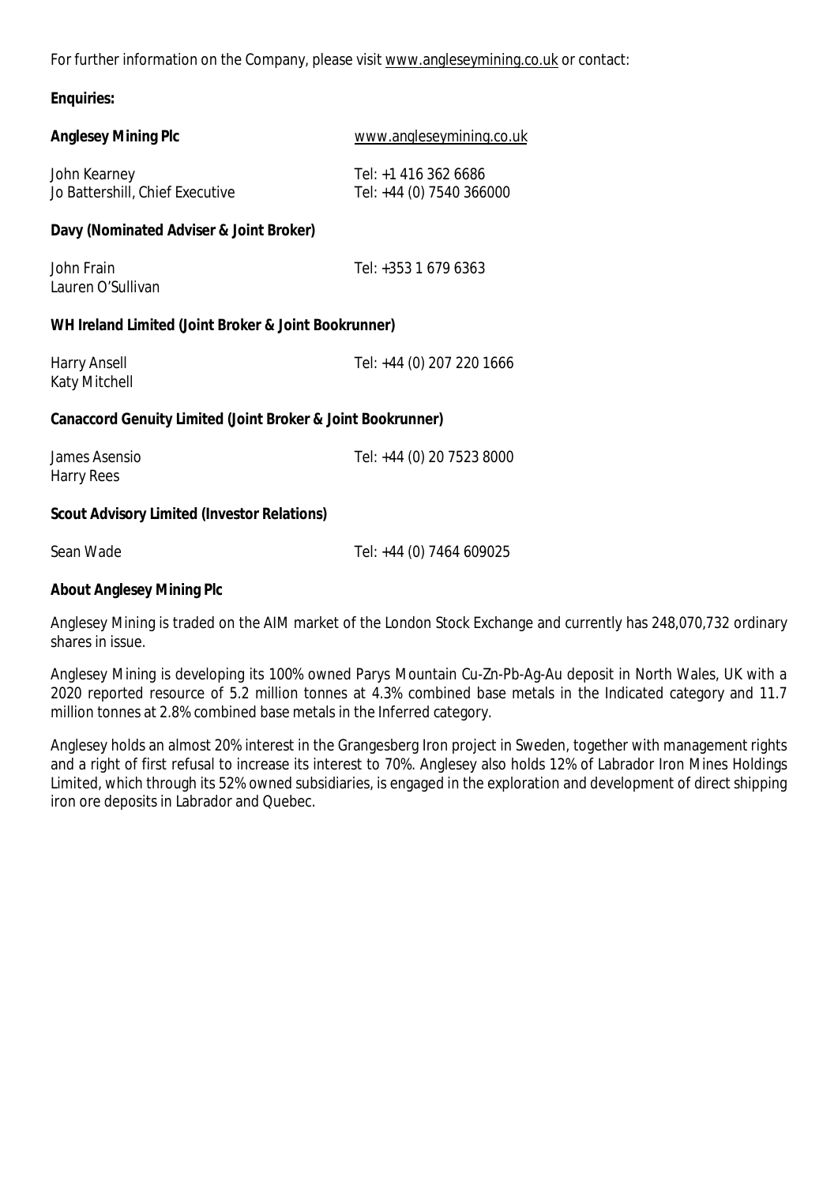For further information on the Company, please visit www.angleseymining.co.uk or contact:

**Enquiries:**

| **Anglesey Mining Plc** | www.angleseymining.co.uk |
|---|---|
| John Kearney | Tel: +1 416 362 6686 |
| Jo Battershill, Chief Executive | Tel: +44 (0) 7540 366000 |

**Davy (Nominated Adviser & Joint Broker)**

| | |
|---|---|
| John Frain | Tel: +353 1 679 6363 |
| Lauren O'Sullivan | |

**WH Ireland Limited (Joint Broker & Joint Bookrunner)**

| | |
|---|---|
| Harry Ansell | Tel: +44 (0) 207 220 1666 |
| Katy Mitchell | |

**Canaccord Genuity Limited (Joint Broker & Joint Bookrunner)**

| | |
|---|---|
| James Asensio | Tel: +44 (0) 20 7523 8000 |
| Harry Rees | |

**Scout Advisory Limited (Investor Relations)**

| | |
|---|---|
| Sean Wade | Tel: +44 (0) 7464 609025 |

**About Anglesey Mining Plc**

Anglesey Mining is traded on the AIM market of the London Stock Exchange and currently has 248,070,732 ordinary shares in issue.

Anglesey Mining is developing its 100% owned Parys Mountain Cu-Zn-Pb-Ag-Au deposit in North Wales, UK with a 2020 reported resource of 5.2 million tonnes at 4.3% combined base metals in the Indicated category and 11.7 million tonnes at 2.8% combined base metals in the Inferred category.

Anglesey holds an almost 20% interest in the Grangesberg Iron project in Sweden, together with management rights and a right of first refusal to increase its interest to 70%. Anglesey also holds 12% of Labrador Iron Mines Holdings Limited, which through its 52% owned subsidiaries, is engaged in the exploration and development of direct shipping iron ore deposits in Labrador and Quebec.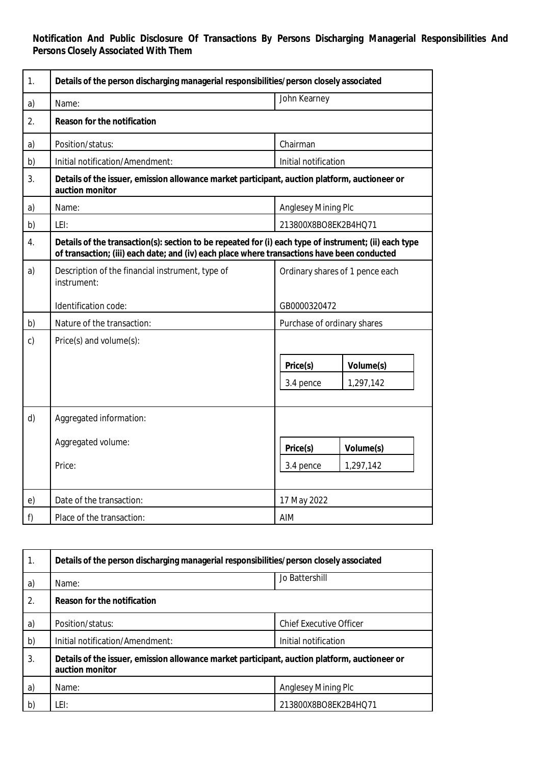**Notification And Public Disclosure Of Transactions By Persons Discharging Managerial Responsibilities And Persons Closely Associated With Them**

| 1. | **Details of the person discharging managerial responsibilities/person closely associated** | |
|---|---|---|
| a) | Name: | John Kearney |
| 2. | **Reason for the notification** | |
| a) | Position/status: | Chairman |
| b) | Initial notification/Amendment: | Initial notification |
| 3. | **Details of the issuer, emission allowance market participant, auction platform, auctioneer or auction monitor** | |
| a) | Name: | Anglesey Mining Plc |
| b) | LEI: | 213800X8BO8EK2B4HQ71 |
| 4. | **Details of the transaction(s): section to be repeated for (i) each type of instrument; (ii) each type of transaction; (iii) each date; and (iv) each place where transactions have been conducted** | |
| a) | Description of the financial instrument, type of instrument:<br><br>Identification code: | Ordinary shares of 1 pence each<br><br>GB0000320472 |
| b) | Nature of the transaction: | Purchase of ordinary shares |
| c) | Price(s) and volume(s): | **Price(s)**: 3.4 pence<br>**Volume(s)**: 1,297,142 |
| d) | Aggregated information:<br><br>Aggregated volume:<br><br>Price: | **Price(s)**: 3.4 pence<br>**Volume(s)**: 1,297,142 |
| e) | Date of the transaction: | 17 May 2022 |
| f) | Place of the transaction: | AIM |

| 1. | **Details of the person discharging managerial responsibilities/person closely associated** | |
|---|---|---|
| a) | Name: | Jo Battershill |
| 2. | **Reason for the notification** | |
| a) | Position/status: | Chief Executive Officer |
| b) | Initial notification/Amendment: | Initial notification |
| 3. | **Details of the issuer, emission allowance market participant, auction platform, auctioneer or auction monitor** | |
| a) | Name: | Anglesey Mining Plc |
| b) | LEI: | 213800X8BO8EK2B4HQ71 |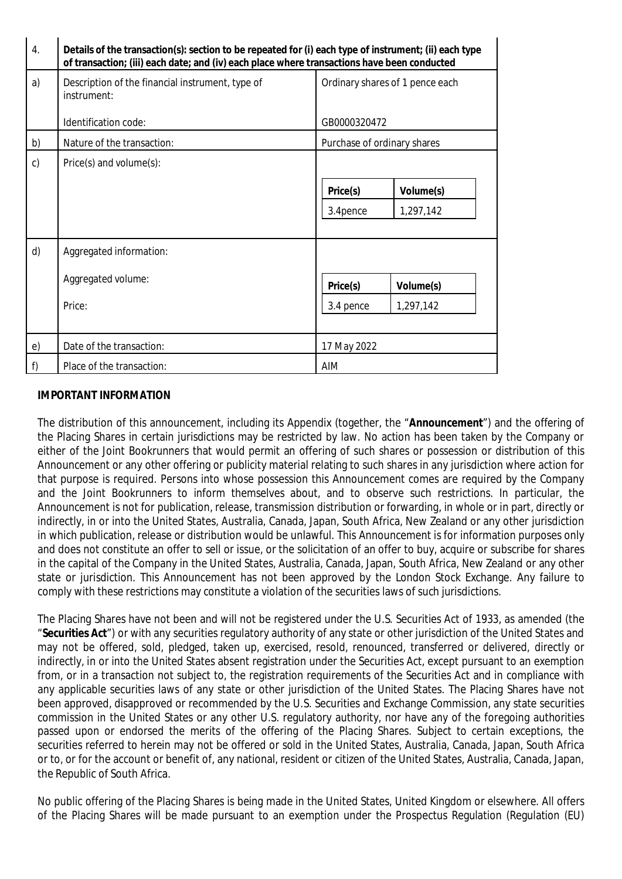| 4. | Details of the transaction(s): section to be repeated for (i) each type of instrument; (ii) each type of transaction; (iii) each date; and (iv) each place where transactions have been conducted | |
|---|---|---|
| a) | Description of the financial instrument, type of instrument:<br><br>Identification code: | Ordinary shares of 1 pence each<br><br>GB0000320472 |
| b) | Nature of the transaction: | Purchase of ordinary shares |
| c) | Price(s) and volume(s): | **Price(s)**: 3.4pence<br>**Volume(s)**: 1,297,142 |
| d) | Aggregated information:<br><br>Aggregated volume:<br><br>Price: | **Price(s)**: 3.4 pence<br>**Volume(s)**: 1,297,142 |
| e) | Date of the transaction: | 17 May 2022 |
| f) | Place of the transaction: | AIM |

**IMPORTANT INFORMATION**

The distribution of this announcement, including its Appendix (together, the "**Announcement**") and the offering of the Placing Shares in certain jurisdictions may be restricted by law. No action has been taken by the Company or either of the Joint Bookrunners that would permit an offering of such shares or possession or distribution of this Announcement or any other offering or publicity material relating to such shares in any jurisdiction where action for that purpose is required. Persons into whose possession this Announcement comes are required by the Company and the Joint Bookrunners to inform themselves about, and to observe such restrictions. In particular, the Announcement is not for publication, release, transmission distribution or forwarding, in whole or in part, directly or indirectly, in or into the United States, Australia, Canada, Japan, South Africa, New Zealand or any other jurisdiction in which publication, release or distribution would be unlawful. This Announcement is for information purposes only and does not constitute an offer to sell or issue, or the solicitation of an offer to buy, acquire or subscribe for shares in the capital of the Company in the United States, Australia, Canada, Japan, South Africa, New Zealand or any other state or jurisdiction. This Announcement has not been approved by the London Stock Exchange. Any failure to comply with these restrictions may constitute a violation of the securities laws of such jurisdictions.

The Placing Shares have not been and will not be registered under the U.S. Securities Act of 1933, as amended (the "**Securities Act**") or with any securities regulatory authority of any state or other jurisdiction of the United States and may not be offered, sold, pledged, taken up, exercised, resold, renounced, transferred or delivered, directly or indirectly, in or into the United States absent registration under the Securities Act, except pursuant to an exemption from, or in a transaction not subject to, the registration requirements of the Securities Act and in compliance with any applicable securities laws of any state or other jurisdiction of the United States. The Placing Shares have not been approved, disapproved or recommended by the U.S. Securities and Exchange Commission, any state securities commission in the United States or any other U.S. regulatory authority, nor have any of the foregoing authorities passed upon or endorsed the merits of the offering of the Placing Shares. Subject to certain exceptions, the securities referred to herein may not be offered or sold in the United States, Australia, Canada, Japan, South Africa or to, or for the account or benefit of, any national, resident or citizen of the United States, Australia, Canada, Japan, the Republic of South Africa.

No public offering of the Placing Shares is being made in the United States, United Kingdom or elsewhere. All offers of the Placing Shares will be made pursuant to an exemption under the Prospectus Regulation (Regulation (EU)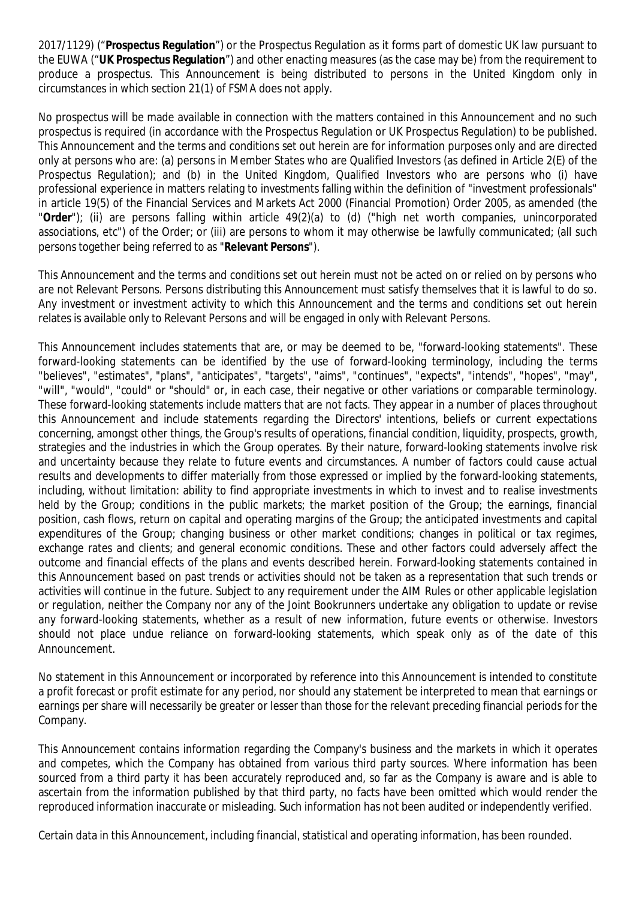2017/1129) ("**Prospectus Regulation**") or the Prospectus Regulation as it forms part of domestic UK law pursuant to the EUWA ("**UK Prospectus Regulation**") and other enacting measures (as the case may be) from the requirement to produce a prospectus. This Announcement is being distributed to persons in the United Kingdom only in circumstances in which section 21(1) of FSMA does not apply.

No prospectus will be made available in connection with the matters contained in this Announcement and no such prospectus is required (in accordance with the Prospectus Regulation or UK Prospectus Regulation) to be published. This Announcement and the terms and conditions set out herein are for information purposes only and are directed only at persons who are: (a) persons in Member States who are Qualified Investors (as defined in Article 2(E) of the Prospectus Regulation); and (b) in the United Kingdom, Qualified Investors who are persons who (i) have professional experience in matters relating to investments falling within the definition of "investment professionals" in article 19(5) of the Financial Services and Markets Act 2000 (Financial Promotion) Order 2005, as amended (the "**Order**"); (ii) are persons falling within article 49(2)(a) to (d) ("high net worth companies, unincorporated associations, etc") of the Order; or (iii) are persons to whom it may otherwise be lawfully communicated; (all such persons together being referred to as "**Relevant Persons**").

This Announcement and the terms and conditions set out herein must not be acted on or relied on by persons who are not Relevant Persons. Persons distributing this Announcement must satisfy themselves that it is lawful to do so. Any investment or investment activity to which this Announcement and the terms and conditions set out herein relates is available only to Relevant Persons and will be engaged in only with Relevant Persons.

This Announcement includes statements that are, or may be deemed to be, "forward-looking statements". These forward-looking statements can be identified by the use of forward-looking terminology, including the terms "believes", "estimates", "plans", "anticipates", "targets", "aims", "continues", "expects", "intends", "hopes", "may", "will", "would", "could" or "should" or, in each case, their negative or other variations or comparable terminology. These forward-looking statements include matters that are not facts. They appear in a number of places throughout this Announcement and include statements regarding the Directors' intentions, beliefs or current expectations concerning, amongst other things, the Group's results of operations, financial condition, liquidity, prospects, growth, strategies and the industries in which the Group operates. By their nature, forward-looking statements involve risk and uncertainty because they relate to future events and circumstances. A number of factors could cause actual results and developments to differ materially from those expressed or implied by the forward-looking statements, including, without limitation: ability to find appropriate investments in which to invest and to realise investments held by the Group; conditions in the public markets; the market position of the Group; the earnings, financial position, cash flows, return on capital and operating margins of the Group; the anticipated investments and capital expenditures of the Group; changing business or other market conditions; changes in political or tax regimes, exchange rates and clients; and general economic conditions. These and other factors could adversely affect the outcome and financial effects of the plans and events described herein. Forward-looking statements contained in this Announcement based on past trends or activities should not be taken as a representation that such trends or activities will continue in the future. Subject to any requirement under the AIM Rules or other applicable legislation or regulation, neither the Company nor any of the Joint Bookrunners undertake any obligation to update or revise any forward-looking statements, whether as a result of new information, future events or otherwise. Investors should not place undue reliance on forward-looking statements, which speak only as of the date of this Announcement.

No statement in this Announcement or incorporated by reference into this Announcement is intended to constitute a profit forecast or profit estimate for any period, nor should any statement be interpreted to mean that earnings or earnings per share will necessarily be greater or lesser than those for the relevant preceding financial periods for the Company.

This Announcement contains information regarding the Company's business and the markets in which it operates and competes, which the Company has obtained from various third party sources. Where information has been sourced from a third party it has been accurately reproduced and, so far as the Company is aware and is able to ascertain from the information published by that third party, no facts have been omitted which would render the reproduced information inaccurate or misleading. Such information has not been audited or independently verified.

Certain data in this Announcement, including financial, statistical and operating information, has been rounded.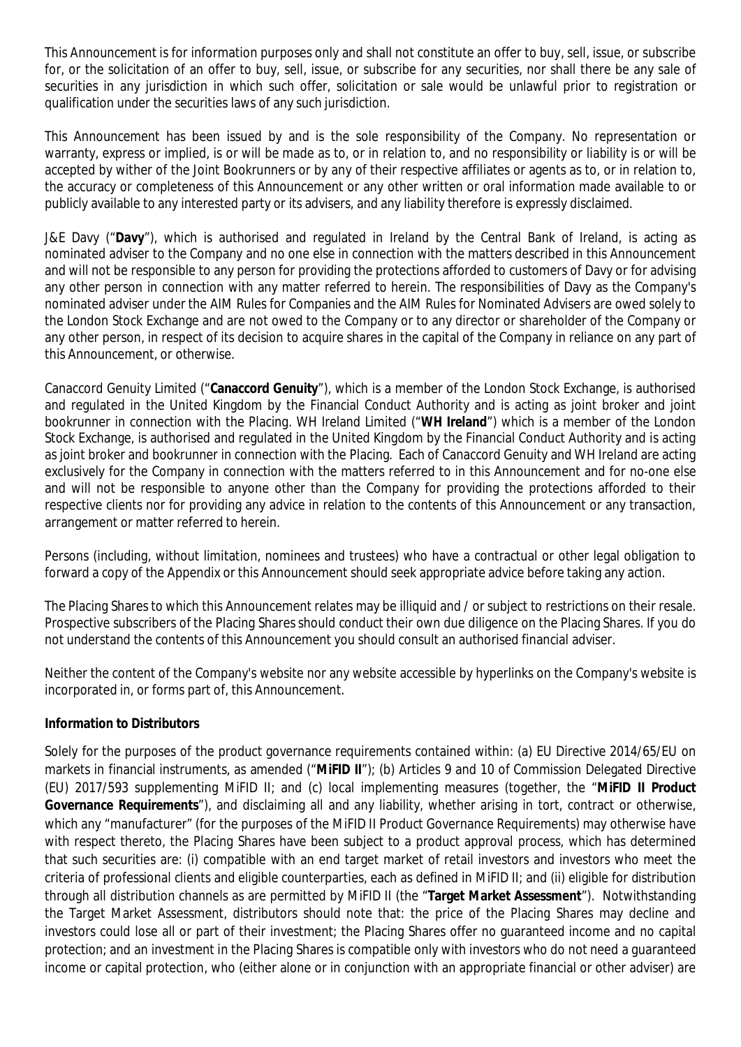This Announcement is for information purposes only and shall not constitute an offer to buy, sell, issue, or subscribe for, or the solicitation of an offer to buy, sell, issue, or subscribe for any securities, nor shall there be any sale of securities in any jurisdiction in which such offer, solicitation or sale would be unlawful prior to registration or qualification under the securities laws of any such jurisdiction.

This Announcement has been issued by and is the sole responsibility of the Company. No representation or warranty, express or implied, is or will be made as to, or in relation to, and no responsibility or liability is or will be accepted by wither of the Joint Bookrunners or by any of their respective affiliates or agents as to, or in relation to, the accuracy or completeness of this Announcement or any other written or oral information made available to or publicly available to any interested party or its advisers, and any liability therefore is expressly disclaimed.

J&E Davy ("**Davy**"), which is authorised and regulated in Ireland by the Central Bank of Ireland, is acting as nominated adviser to the Company and no one else in connection with the matters described in this Announcement and will not be responsible to any person for providing the protections afforded to customers of Davy or for advising any other person in connection with any matter referred to herein. The responsibilities of Davy as the Company's nominated adviser under the AIM Rules for Companies and the AIM Rules for Nominated Advisers are owed solely to the London Stock Exchange and are not owed to the Company or to any director or shareholder of the Company or any other person, in respect of its decision to acquire shares in the capital of the Company in reliance on any part of this Announcement, or otherwise.

Canaccord Genuity Limited ("**Canaccord Genuity**"), which is a member of the London Stock Exchange, is authorised and regulated in the United Kingdom by the Financial Conduct Authority and is acting as joint broker and joint bookrunner in connection with the Placing. WH Ireland Limited ("**WH Ireland**") which is a member of the London Stock Exchange, is authorised and regulated in the United Kingdom by the Financial Conduct Authority and is acting as joint broker and bookrunner in connection with the Placing. Each of Canaccord Genuity and WH Ireland are acting exclusively for the Company in connection with the matters referred to in this Announcement and for no-one else and will not be responsible to anyone other than the Company for providing the protections afforded to their respective clients nor for providing any advice in relation to the contents of this Announcement or any transaction, arrangement or matter referred to herein.

Persons (including, without limitation, nominees and trustees) who have a contractual or other legal obligation to forward a copy of the Appendix or this Announcement should seek appropriate advice before taking any action.

The Placing Shares to which this Announcement relates may be illiquid and / or subject to restrictions on their resale. Prospective subscribers of the Placing Shares should conduct their own due diligence on the Placing Shares. If you do not understand the contents of this Announcement you should consult an authorised financial adviser.

Neither the content of the Company's website nor any website accessible by hyperlinks on the Company's website is incorporated in, or forms part of, this Announcement.

**Information to Distributors**

Solely for the purposes of the product governance requirements contained within: (a) EU Directive 2014/65/EU on markets in financial instruments, as amended ("**MiFID II**"); (b) Articles 9 and 10 of Commission Delegated Directive (EU) 2017/593 supplementing MiFID II; and (c) local implementing measures (together, the "**MiFID II Product Governance Requirements**"), and disclaiming all and any liability, whether arising in tort, contract or otherwise, which any "manufacturer" (for the purposes of the MiFID II Product Governance Requirements) may otherwise have with respect thereto, the Placing Shares have been subject to a product approval process, which has determined that such securities are: (i) compatible with an end target market of retail investors and investors who meet the criteria of professional clients and eligible counterparties, each as defined in MiFID II; and (ii) eligible for distribution through all distribution channels as are permitted by MiFID II (the "**Target Market Assessment**"). Notwithstanding the Target Market Assessment, distributors should note that: the price of the Placing Shares may decline and investors could lose all or part of their investment; the Placing Shares offer no guaranteed income and no capital protection; and an investment in the Placing Shares is compatible only with investors who do not need a guaranteed income or capital protection, who (either alone or in conjunction with an appropriate financial or other adviser) are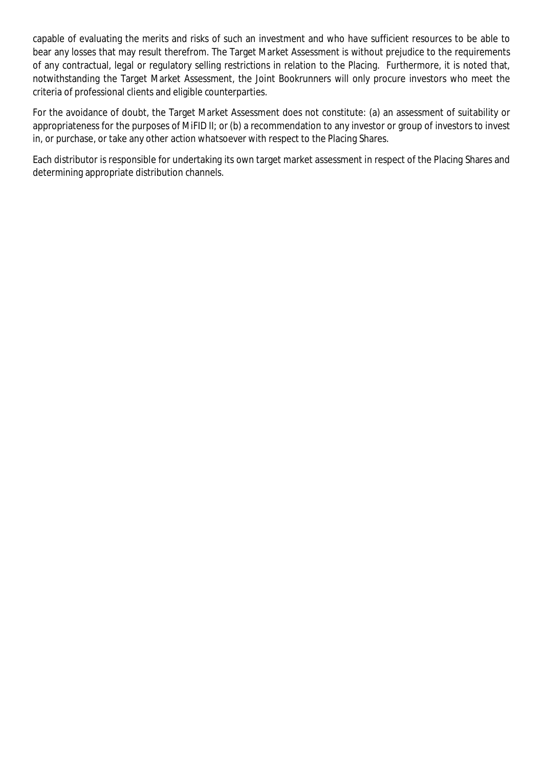capable of evaluating the merits and risks of such an investment and who have sufficient resources to be able to bear any losses that may result therefrom. The Target Market Assessment is without prejudice to the requirements of any contractual, legal or regulatory selling restrictions in relation to the Placing. Furthermore, it is noted that, notwithstanding the Target Market Assessment, the Joint Bookrunners will only procure investors who meet the criteria of professional clients and eligible counterparties.

For the avoidance of doubt, the Target Market Assessment does not constitute: (a) an assessment of suitability or appropriateness for the purposes of MiFID II; or (b) a recommendation to any investor or group of investors to invest in, or purchase, or take any other action whatsoever with respect to the Placing Shares.

Each distributor is responsible for undertaking its own target market assessment in respect of the Placing Shares and determining appropriate distribution channels.